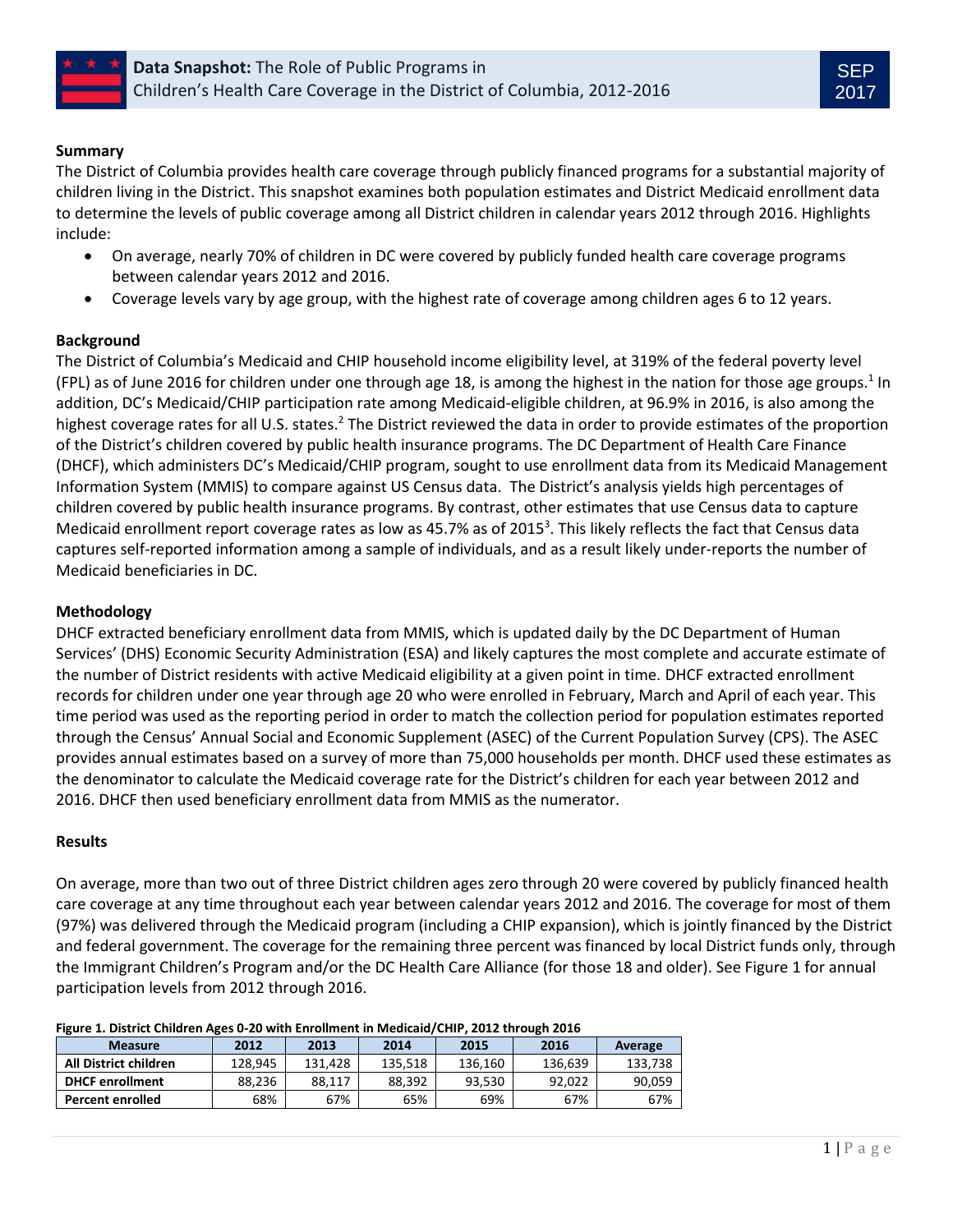# Data Snapshot: The Role of Public Programs in Children's Health Care Coverage in the District of Columbia, 2012-2016

SEP 2017

## Summary

The District of Columbia provides health care coverage through publicly financed programs for a substantial majority of children living in the District. This snapshot examines both population estimates and District Medicaid enrollment data to determine the levels of public coverage among all District children in calendar years 2012 through 2016. Highlights include:

- On average, nearly 70% of children in DC were covered by publicly funded health care coverage programs between calendar years 2012 and 2016.
- Coverage levels vary by age group, with the highest rate of coverage among children ages 6 to 12 years.

## Background

The District of Columbia's Medicaid and CHIP household income eligibility level, at 319% of the federal poverty level (FPL) as of June 2016 for children under one through age 18, is among the highest in the nation for those age groups.[1] In addition, DC's Medicaid/CHIP participation rate among Medicaid-eligible children, at 96.9% in 2016, is also among the highest coverage rates for all U.S. states.[2] The District reviewed the data in order to provide estimates of the proportion of the District's children covered by public health insurance programs. The DC Department of Health Care Finance (DHCF), which administers DC's Medicaid/CHIP program, sought to use enrollment data from its Medicaid Management Information System (MMIS) to compare against US Census data. The District's analysis yields high percentages of children covered by public health insurance programs. By contrast, other estimates that use Census data to capture Medicaid enrollment report coverage rates as low as 45.7% as of 2015[3]. This likely reflects the fact that Census data captures self-reported information among a sample of individuals, and as a result likely under-reports the number of Medicaid beneficiaries in DC.

## Methodology

DHCF extracted beneficiary enrollment data from MMIS, which is updated daily by the DC Department of Human Services' (DHS) Economic Security Administration (ESA) and likely captures the most complete and accurate estimate of the number of District residents with active Medicaid eligibility at a given point in time. DHCF extracted enrollment records for children under one year through age 20 who were enrolled in February, March and April of each year. This time period was used as the reporting period in order to match the collection period for population estimates reported through the Census' Annual Social and Economic Supplement (ASEC) of the Current Population Survey (CPS). The ASEC provides annual estimates based on a survey of more than 75,000 households per month. DHCF used these estimates as the denominator to calculate the Medicaid coverage rate for the District's children for each year between 2012 and 2016. DHCF then used beneficiary enrollment data from MMIS as the numerator.

## Results

On average, more than two out of three District children ages zero through 20 were covered by publicly financed health care coverage at any time throughout each year between calendar years 2012 and 2016. The coverage for most of them (97%) was delivered through the Medicaid program (including a CHIP expansion), which is jointly financed by the District and federal government. The coverage for the remaining three percent was financed by local District funds only, through the Immigrant Children's Program and/or the DC Health Care Alliance (for those 18 and older). See Figure 1 for annual participation levels from 2012 through 2016.

**Figure 1. District Children Ages 0-20 with Enrollment in Medicaid/CHIP, 2012 through 2016**

| Measure | 2012 | 2013 | 2014 | 2015 | 2016 | Average |
|---|---|---|---|---|---|---|
| All District children | 128,945 | 131,428 | 135,518 | 136,160 | 136,639 | 133,738 |
| DHCF enrollment | 88,236 | 88,117 | 88,392 | 93,530 | 92,022 | 90,059 |
| Percent enrolled | 68% | 67% | 65% | 69% | 67% | 67% |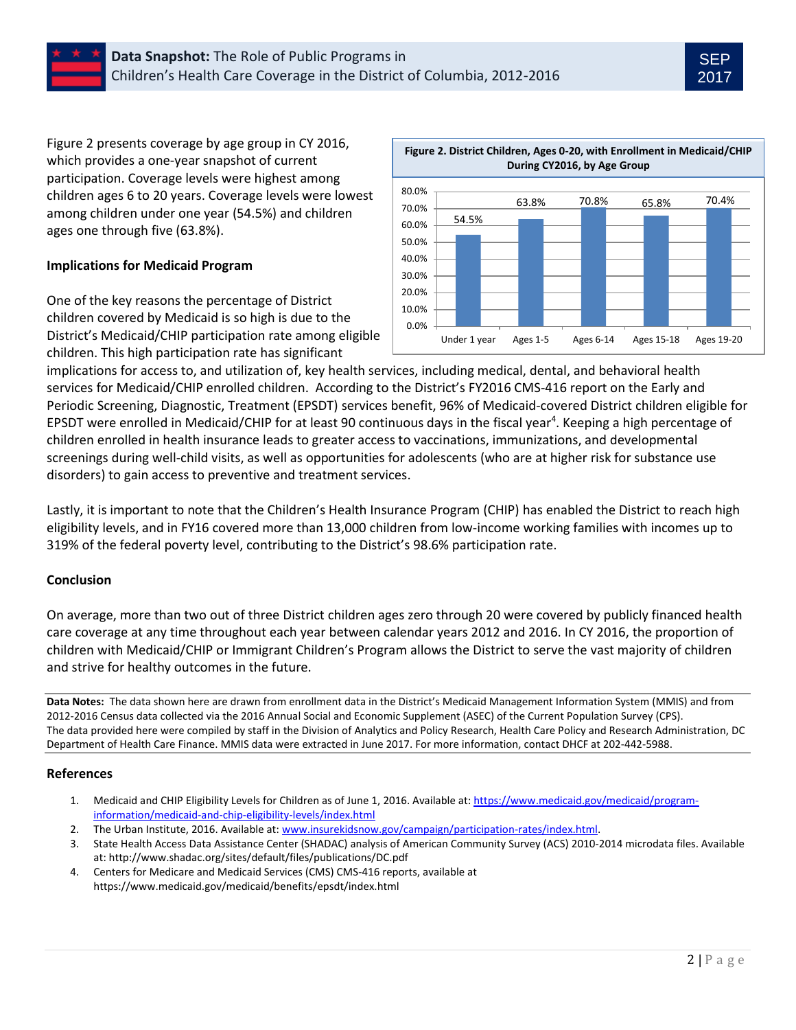Figure 2 presents coverage by age group in CY 2016, which provides a one-year snapshot of current participation. Coverage levels were highest among children ages 6 to 20 years. Coverage levels were lowest among children under one year (54.5%) and children ages one through five (63.8%).

**Figure 2. District Children, Ages 0-20, with Enrollment in Medicaid/CHIP During CY2016, by Age Group**

80.0%
70.0%
60.0%
50.0%
40.0%
30.0%
20.0%
10.0%
0.0%

54.5%
63.8%
70.8%
65.8%
70.4%

Under 1 year
Ages 1-5
Ages 6-14
Ages 15-18
Ages 19-20

### Implications for Medicaid Program

One of the key reasons the percentage of District children covered by Medicaid is so high is due to the District's Medicaid/CHIP participation rate among eligible children. This high participation rate has significant implications for access to, and utilization of, key health services, including medical, dental, and behavioral health services for Medicaid/CHIP enrolled children. According to the District's FY2016 CMS-416 report on the Early and Periodic Screening, Diagnostic, Treatment (EPSDT) services benefit, 96% of Medicaid-covered District children eligible for EPSDT were enrolled in Medicaid/CHIP for at least 90 continuous days in the fiscal year[4]. Keeping a high percentage of children enrolled in health insurance leads to greater access to vaccinations, immunizations, and developmental screenings during well-child visits, as well as opportunities for adolescents (who are at higher risk for substance use disorders) to gain access to preventive and treatment services.

Lastly, it is important to note that the Children's Health Insurance Program (CHIP) has enabled the District to reach high eligibility levels, and in FY16 covered more than 13,000 children from low-income working families with incomes up to 319% of the federal poverty level, contributing to the District's 98.6% participation rate.

### Conclusion

On average, more than two out of three District children ages zero through 20 were covered by publicly financed health care coverage at any time throughout each year between calendar years 2012 and 2016. In CY 2016, the proportion of children with Medicaid/CHIP or Immigrant Children's Program allows the District to serve the vast majority of children and strive for healthy outcomes in the future.

**Data Notes:** The data shown here are drawn from enrollment data in the District's Medicaid Management Information System (MMIS) and from 2012-2016 Census data collected via the 2016 Annual Social and Economic Supplement (ASEC) of the Current Population Survey (CPS). The data provided here were compiled by staff in the Division of Analytics and Policy Research, Health Care Policy and Research Administration, DC Department of Health Care Finance. MMIS data were extracted in June 2017. For more information, contact DHCF at 202-442-5988.

### References

1. Medicaid and CHIP Eligibility Levels for Children as of June 1, 2016. Available at: https://www.medicaid.gov/medicaid/program-information/medicaid-and-chip-eligibility-levels/index.html
2. The Urban Institute, 2016. Available at: www.insurekidsnow.gov/campaign/participation-rates/index.html.
3. State Health Access Data Assistance Center (SHADAC) analysis of American Community Survey (ACS) 2010-2014 microdata files. Available at: http://www.shadac.org/sites/default/files/publications/DC.pdf
4. Centers for Medicare and Medicaid Services (CMS) CMS-416 reports, available at https://www.medicaid.gov/medicaid/benefits/epsdt/index.html